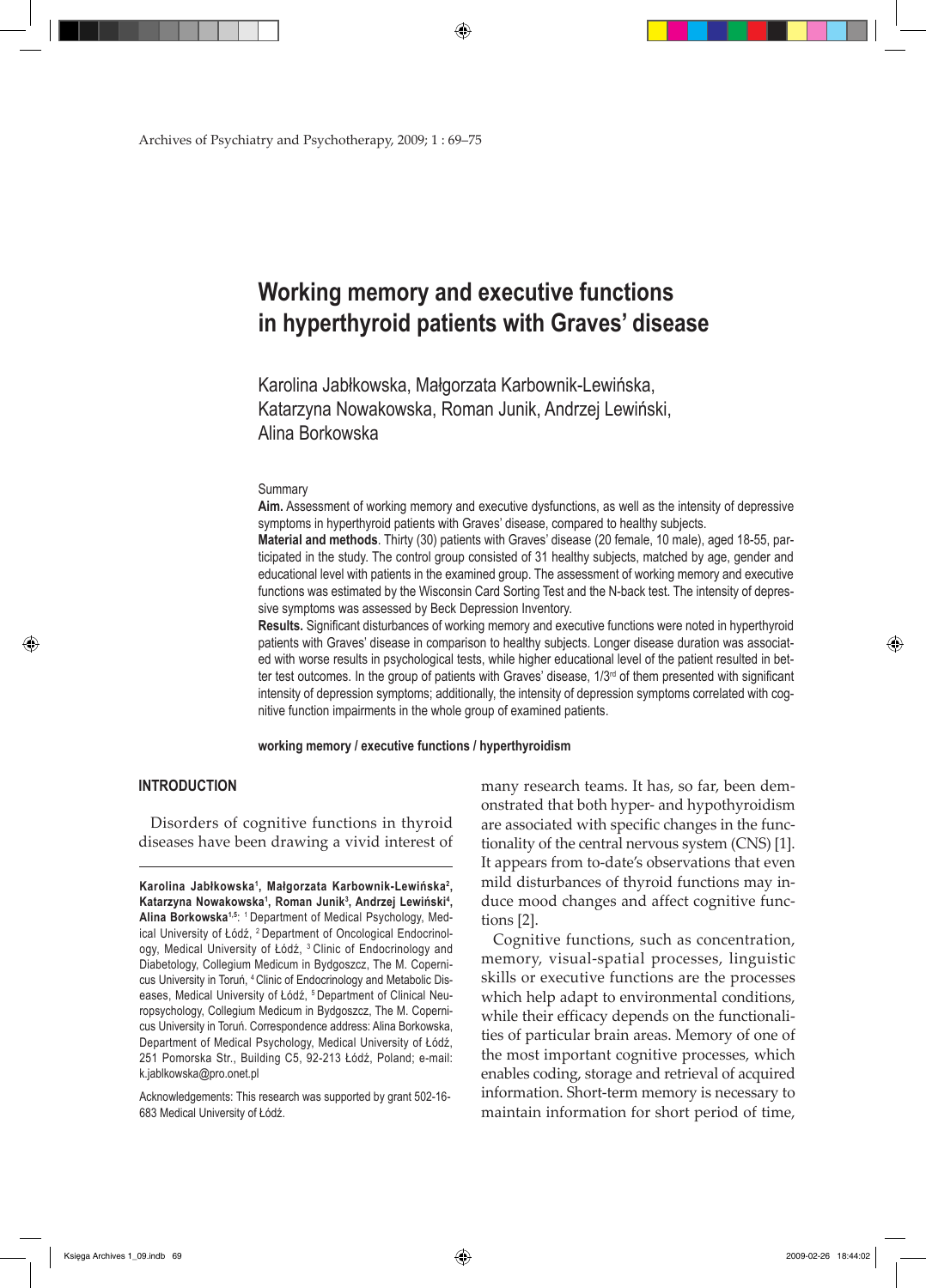# Working memory and executive functions in hyperthyroid patients with Graves' disease

Karolina Jabłkowska, Małgorzata Karbownik-Lewińska, Katarzyna Nowakowska, Roman Junik, Andrzej Lewiński, Alina Borkowska

## Summary

**Aim.** Assessment of working memory and executive dysfunctions, as well as the intensity of depressive symptoms in hyperthyroid patients with Graves' disease, compared to healthy subjects.

**Material and methods**. Thirty (30) patients with Graves' disease (20 female, 10 male), aged 18-55, participated in the study. The control group consisted of 31 healthy subjects, matched by age, gender and educational level with patients in the examined group. The assessment of working memory and executive functions was estimated by the Wisconsin Card Sorting Test and the N-back test. The intensity of depressive symptoms was assessed by Beck Depression Inventory.

**Results.** Significant disturbances of working memory and executive functions were noted in hyperthyroid patients with Graves' disease in comparison to healthy subjects. Longer disease duration was associated with worse results in psychological tests, while higher educational level of the patient resulted in better test outcomes. In the group of patients with Graves' disease, 1/3rd of them presented with significant intensity of depression symptoms; additionally, the intensity of depression symptoms correlated with cognitive function impairments in the whole group of examined patients.

**working memory / executive functions / hyperthyroidism**

## INTRODUCTION

Disorders of cognitive functions in thyroid diseases have been drawing a vivid interest of many research teams. It has, so far, been demonstrated that both hyper- and hypothyroidism are associated with specific changes in the functionality of the central nervous system (CNS) [1]. It appears from to-date's observations that even mild disturbances of thyroid functions may induce mood changes and affect cognitive functions [2].

Cognitive functions, such as concentration, memory, visual-spatial processes, linguistic skills or executive functions are the processes which help adapt to environmental conditions, while their efficacy depends on the functionalities of particular brain areas. Memory of one of the most important cognitive processes, which enables coding, storage and retrieval of acquired information. Short-term memory is necessary to maintain information for short period of time,

---

**Karolina Jabłkowska**[1], **Małgorzata Karbownik-Lewińska**[2], **Katarzyna Nowakowska**[1], **Roman Junik**[3], **Andrzej Lewiński**[4], **Alina Borkowska**[1,5]: [1] Department of Medical Psychology, Medical University of Łódź, [2] Department of Oncological Endocrinology, Medical University of Łódź, [3] Clinic of Endocrinology and Diabetology, Collegium Medicum in Bydgoszcz, The M. Copernicus University in Toruń, [4] Clinic of Endocrinology and Metabolic Diseases, Medical University of Łódź, [5] Department of Clinical Neuropsychology, Collegium Medicum in Bydgoszcz, The M. Copernicus University in Toruń. Correspondence address: Alina Borkowska, Department of Medical Psychology, Medical University of Łódź, 251 Pomorska Str., Building C5, 92-213 Łódź, Poland; e-mail: k.jablkowska@pro.onet.pl

Acknowledgements: This research was supported by grant 502-16-683 Medical University of Łódź.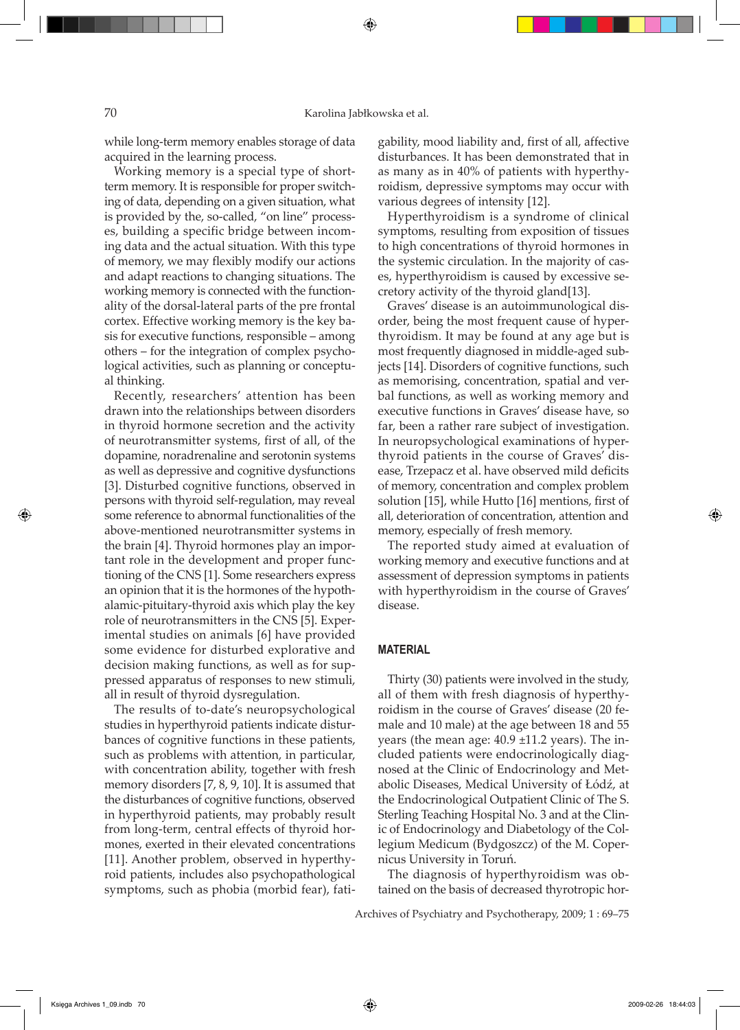while long-term memory enables storage of data acquired in the learning process.

Working memory is a special type of short-term memory. It is responsible for proper switching of data, depending on a given situation, what is provided by the, so-called, "on line" processes, building a specific bridge between incoming data and the actual situation. With this type of memory, we may flexibly modify our actions and adapt reactions to changing situations. The working memory is connected with the functionality of the dorsal-lateral parts of the pre frontal cortex. Effective working memory is the key basis for executive functions, responsible – among others – for the integration of complex psychological activities, such as planning or conceptual thinking.

Recently, researchers' attention has been drawn into the relationships between disorders in thyroid hormone secretion and the activity of neurotransmitter systems, first of all, of the dopamine, noradrenaline and serotonin systems as well as depressive and cognitive dysfunctions [3]. Disturbed cognitive functions, observed in persons with thyroid self-regulation, may reveal some reference to abnormal functionalities of the above-mentioned neurotransmitter systems in the brain [4]. Thyroid hormones play an important role in the development and proper functioning of the CNS [1]. Some researchers express an opinion that it is the hormones of the hypothalamic-pituitary-thyroid axis which play the key role of neurotransmitters in the CNS [5]. Experimental studies on animals [6] have provided some evidence for disturbed explorative and decision making functions, as well as for suppressed apparatus of responses to new stimuli, all in result of thyroid dysregulation.

The results of to-date's neuropsychological studies in hyperthyroid patients indicate disturbances of cognitive functions in these patients, such as problems with attention, in particular, with concentration ability, together with fresh memory disorders [7, 8, 9, 10]. It is assumed that the disturbances of cognitive functions, observed in hyperthyroid patients, may probably result from long-term, central effects of thyroid hormones, exerted in their elevated concentrations [11]. Another problem, observed in hyperthyroid patients, includes also psychopathological symptoms, such as phobia (morbid fear), fatigability, mood liability and, first of all, affective disturbances. It has been demonstrated that in as many as in 40% of patients with hyperthyroidism, depressive symptoms may occur with various degrees of intensity [12].

Hyperthyroidism is a syndrome of clinical symptoms, resulting from exposition of tissues to high concentrations of thyroid hormones in the systemic circulation. In the majority of cases, hyperthyroidism is caused by excessive secretory activity of the thyroid gland[13].

Graves' disease is an autoimmunological disorder, being the most frequent cause of hyperthyroidism. It may be found at any age but is most frequently diagnosed in middle-aged subjects [14]. Disorders of cognitive functions, such as memorising, concentration, spatial and verbal functions, as well as working memory and executive functions in Graves' disease have, so far, been a rather rare subject of investigation. In neuropsychological examinations of hyperthyroid patients in the course of Graves' disease, Trzepacz et al. have observed mild deficits of memory, concentration and complex problem solution [15], while Hutto [16] mentions, first of all, deterioration of concentration, attention and memory, especially of fresh memory.

The reported study aimed at evaluation of working memory and executive functions and at assessment of depression symptoms in patients with hyperthyroidism in the course of Graves' disease.

## MATERIAL

Thirty (30) patients were involved in the study, all of them with fresh diagnosis of hyperthyroidism in the course of Graves' disease (20 female and 10 male) at the age between 18 and 55 years (the mean age: 40.9 ±11.2 years). The included patients were endocrinologically diagnosed at the Clinic of Endocrinology and Metabolic Diseases, Medical University of Łódź, at the Endocrinological Outpatient Clinic of The S. Sterling Teaching Hospital No. 3 and at the Clinic of Endocrinology and Diabetology of the Collegium Medicum (Bydgoszcz) of the M. Copernicus University in Toruń.

The diagnosis of hyperthyroidism was obtained on the basis of decreased thyrotropic hor-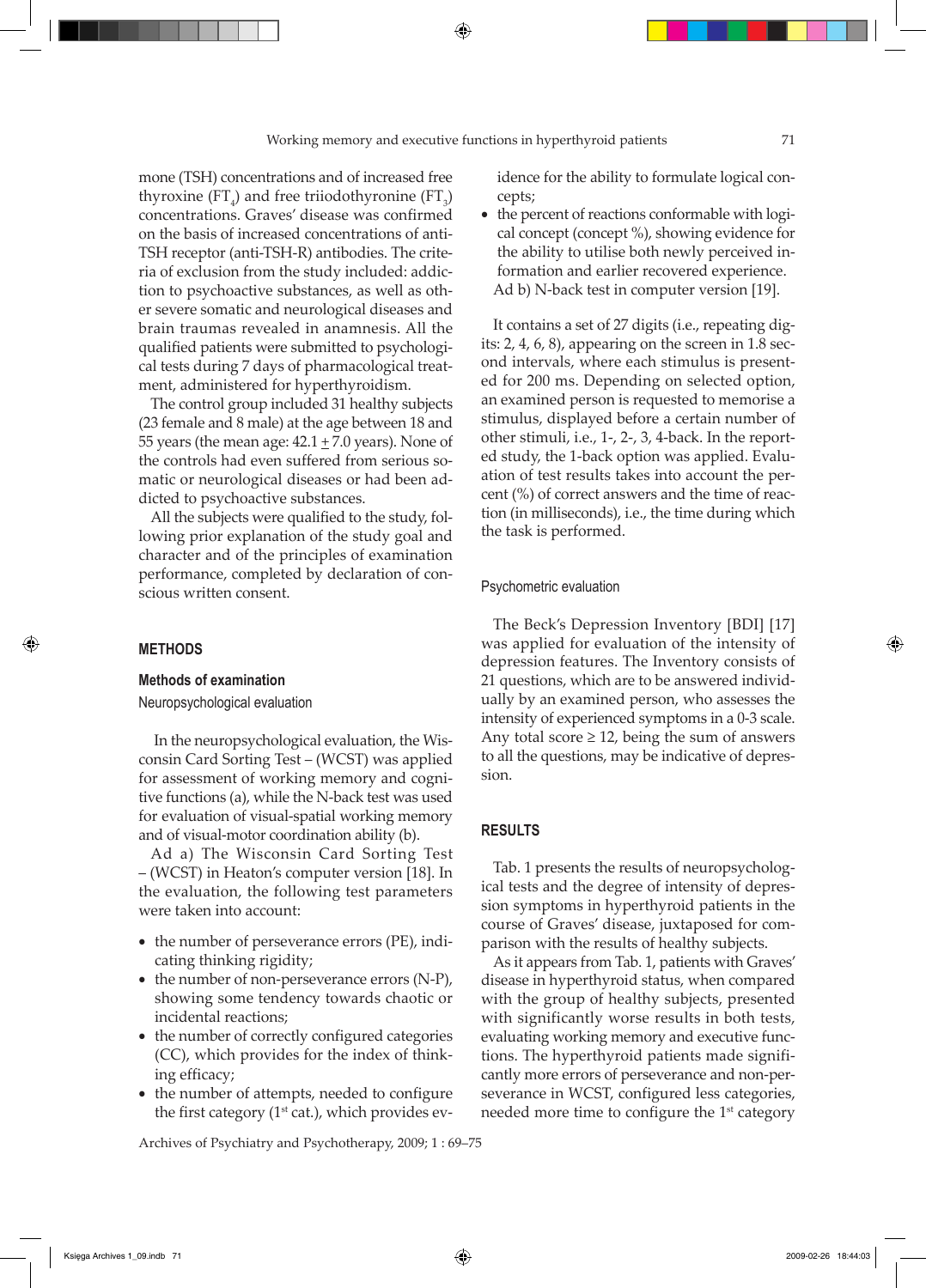mone (TSH) concentrations and of increased free thyroxine ($FT_4$) and free triiodothyronine ($FT_3$) concentrations. Graves' disease was confirmed on the basis of increased concentrations of anti-TSH receptor (anti-TSH-R) antibodies. The criteria of exclusion from the study included: addiction to psychoactive substances, as well as other severe somatic and neurological diseases and brain traumas revealed in anamnesis. All the qualified patients were submitted to psychological tests during 7 days of pharmacological treatment, administered for hyperthyroidism.

The control group included 31 healthy subjects (23 female and 8 male) at the age between 18 and 55 years (the mean age: 42.1 ± 7.0 years). None of the controls had even suffered from serious somatic or neurological diseases or had been addicted to psychoactive substances.

All the subjects were qualified to the study, following prior explanation of the study goal and character and of the principles of examination performance, completed by declaration of conscious written consent.

## METHODS

### Methods of examination

#### Neuropsychological evaluation

In the neuropsychological evaluation, the Wisconsin Card Sorting Test – (WCST) was applied for assessment of working memory and cognitive functions (a), while the N-back test was used for evaluation of visual-spatial working memory and of visual-motor coordination ability (b).

Ad a) The Wisconsin Card Sorting Test – (WCST) in Heaton's computer version [18]. In the evaluation, the following test parameters were taken into account:

- the number of perseverance errors (PE), indicating thinking rigidity;
- the number of non-perseverance errors (N-P), showing some tendency towards chaotic or incidental reactions;
- the number of correctly configured categories (CC), which provides for the index of thinking efficacy;
- the number of attempts, needed to configure the first category (1st cat.), which provides evidence for the ability to formulate logical concepts;
- the percent of reactions conformable with logical concept (concept %), showing evidence for the ability to utilise both newly perceived information and earlier recovered experience.

Ad b) N-back test in computer version [19].

It contains a set of 27 digits (i.e., repeating digits: 2, 4, 6, 8), appearing on the screen in 1.8 second intervals, where each stimulus is presented for 200 ms. Depending on selected option, an examined person is requested to memorise a stimulus, displayed before a certain number of other stimuli, i.e., 1-, 2-, 3, 4-back. In the reported study, the 1-back option was applied. Evaluation of test results takes into account the percent (%) of correct answers and the time of reaction (in milliseconds), i.e., the time during which the task is performed.

#### Psychometric evaluation

The Beck's Depression Inventory [BDI] [17] was applied for evaluation of the intensity of depression features. The Inventory consists of 21 questions, which are to be answered individually by an examined person, who assesses the intensity of experienced symptoms in a 0-3 scale. Any total score ≥ 12, being the sum of answers to all the questions, may be indicative of depression.

## RESULTS

Tab. 1 presents the results of neuropsychological tests and the degree of intensity of depression symptoms in hyperthyroid patients in the course of Graves' disease, juxtaposed for comparison with the results of healthy subjects.

As it appears from Tab. 1, patients with Graves' disease in hyperthyroid status, when compared with the group of healthy subjects, presented with significantly worse results in both tests, evaluating working memory and executive functions. The hyperthyroid patients made significantly more errors of perseverance and non-perseverance in WCST, configured less categories, needed more time to configure the 1st category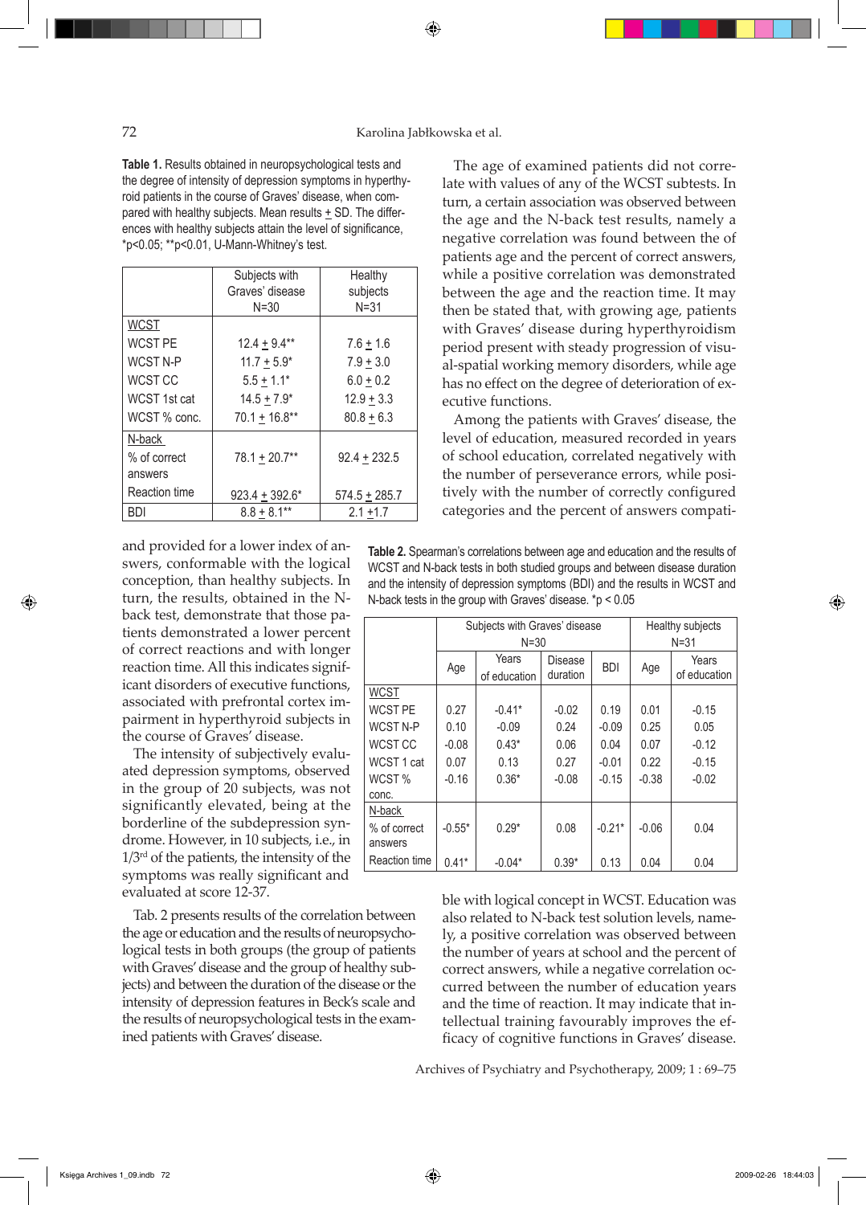**Table 1.** Results obtained in neuropsychological tests and the degree of intensity of depression symptoms in hyperthyroid patients in the course of Graves' disease, when compared with healthy subjects. Mean results ± SD. The differences with healthy subjects attain the level of significance, *p<0.05; **p<0.01, U-Mann-Whitney's test.

| | Subjects with Graves' disease N=30 | Healthy subjects N=31 |
|---|---|---|
| WCST | | |
| WCST PE | 12.4 ± 9.4** | 7.6 ± 1.6 |
| WCST N-P | 11.7 ± 5.9* | 7.9 ± 3.0 |
| WCST CC | 5.5 ± 1.1* | 6.0 ± 0.2 |
| WCST 1st cat | 14.5 ± 7.9* | 12.9 ± 3.3 |
| WCST % conc. | 70.1 ± 16.8** | 80.8 ± 6.3 |
| N-back | | |
| % of correct answers | 78.1 ± 20.7** | 92.4 ± 232.5 |
| Reaction time | 923.4 ± 392.6* | 574.5 ± 285.7 |
| BDI | 8.8 ± 8.1** | 2.1 ±1.7 |

and provided for a lower index of answers, conformable with the logical conception, than healthy subjects. In turn, the results, obtained in the N-back test, demonstrate that those patients demonstrated a lower percent of correct reactions and with longer reaction time. All this indicates significant disorders of executive functions, associated with prefrontal cortex impairment in hyperthyroid subjects in the course of Graves' disease.

The intensity of subjectively evaluated depression symptoms, observed in the group of 20 subjects, was not significantly elevated, being at the borderline of the subdepression syndrome. However, in 10 subjects, i.e., in 1/3rd of the patients, the intensity of the symptoms was really significant and evaluated at score 12-37.

Tab. 2 presents results of the correlation between the age or education and the results of neuropsychological tests in both groups (the group of patients with Graves' disease and the group of healthy subjects) and between the duration of the disease or the intensity of depression features in Beck's scale and the results of neuropsychological tests in the examined patients with Graves' disease.

The age of examined patients did not correlate with values of any of the WCST subtests. In turn, a certain association was observed between the age and the N-back test results, namely a negative correlation was found between the of patients age and the percent of correct answers, while a positive correlation was demonstrated between the age and the reaction time. It may then be stated that, with growing age, patients with Graves' disease during hyperthyroidism period present with steady progression of visual-spatial working memory disorders, while age has no effect on the degree of deterioration of executive functions.

Among the patients with Graves' disease, the level of education, measured recorded in years of school education, correlated negatively with the number of perseverance errors, while positively with the number of correctly configured categories and the percent of answers compatible with logical concept in WCST. Education was also related to N-back test solution levels, namely, a positive correlation was observed between the number of years at school and the percent of correct answers, while a negative correlation occurred between the number of education years and the time of reaction. It may indicate that intellectual training favourably improves the efficacy of cognitive functions in Graves' disease.

**Table 2.** Spearman's correlations between age and education and the results of WCST and N-back tests in both studied groups and between disease duration and the intensity of depression symptoms (BDI) and the results in WCST and N-back tests in the group with Graves' disease. *p < 0.05

| | Subjects with Graves' disease N=30 | | | | Healthy subjects N=31 | |
|---|---|---|---|---|---|---|
| | Age | Years of education | Disease duration | BDI | Age | Years of education |
| WCST | | | | | | |
| WCST PE | 0.27 | -0.41* | -0.02 | 0.19 | 0.01 | -0.15 |
| WCST N-P | 0.10 | -0.09 | 0.24 | -0.09 | 0.25 | 0.05 |
| WCST CC | -0.08 | 0.43* | 0.06 | 0.04 | 0.07 | -0.12 |
| WCST 1 cat | 0.07 | 0.13 | 0.27 | -0.01 | 0.22 | -0.15 |
| WCST % conc. | -0.16 | 0.36* | -0.08 | -0.15 | -0.38 | -0.02 |
| N-back | | | | | | |
| % of correct answers | -0.55* | 0.29* | 0.08 | -0.21* | -0.06 | 0.04 |
| Reaction time | 0.41* | -0.04* | 0.39* | 0.13 | 0.04 | 0.04 |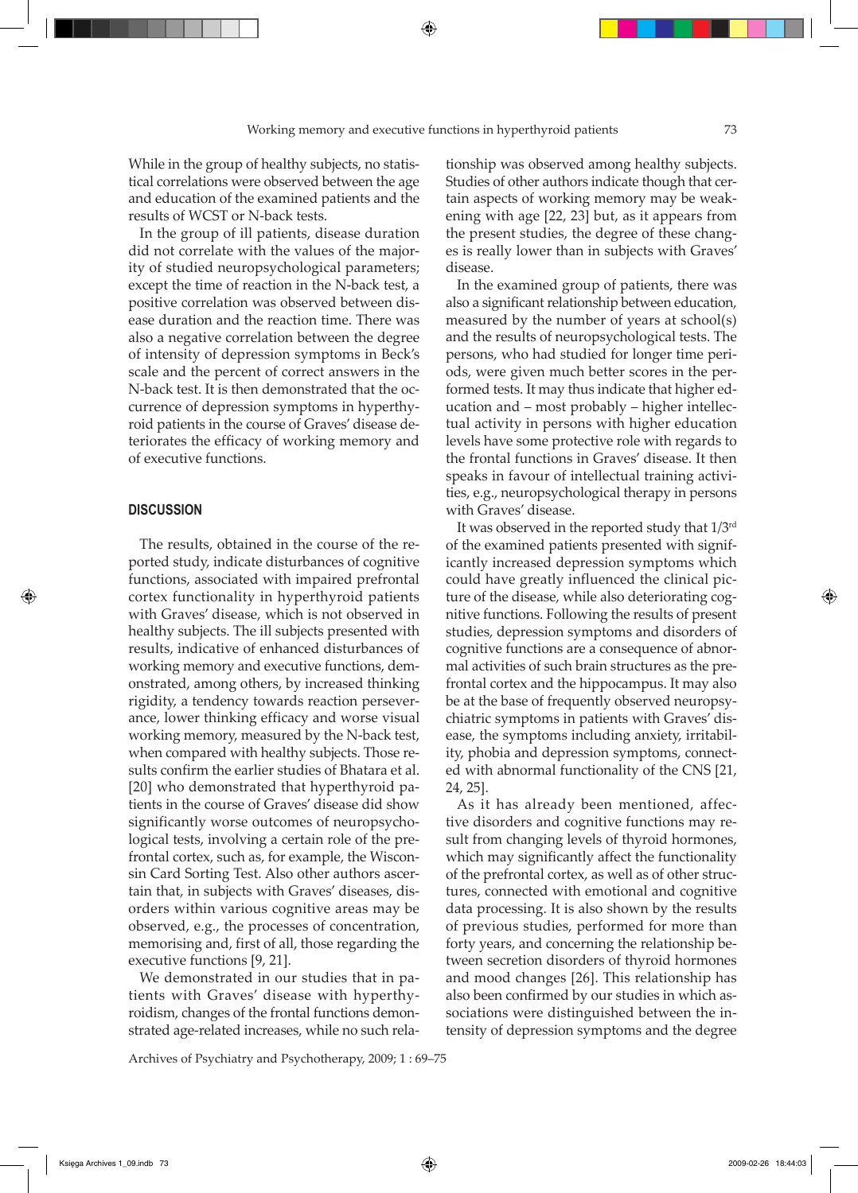While in the group of healthy subjects, no statistical correlations were observed between the age and education of the examined patients and the results of WCST or N-back tests.

In the group of ill patients, disease duration did not correlate with the values of the majority of studied neuropsychological parameters; except the time of reaction in the N-back test, a positive correlation was observed between disease duration and the reaction time. There was also a negative correlation between the degree of intensity of depression symptoms in Beck's scale and the percent of correct answers in the N-back test. It is then demonstrated that the occurrence of depression symptoms in hyperthyroid patients in the course of Graves' disease deteriorates the efficacy of working memory and of executive functions.

## DISCUSSION

The results, obtained in the course of the reported study, indicate disturbances of cognitive functions, associated with impaired prefrontal cortex functionality in hyperthyroid patients with Graves' disease, which is not observed in healthy subjects. The ill subjects presented with results, indicative of enhanced disturbances of working memory and executive functions, demonstrated, among others, by increased thinking rigidity, a tendency towards reaction perseverance, lower thinking efficacy and worse visual working memory, measured by the N-back test, when compared with healthy subjects. Those results confirm the earlier studies of Bhatara et al. [20] who demonstrated that hyperthyroid patients in the course of Graves' disease did show significantly worse outcomes of neuropsychological tests, involving a certain role of the prefrontal cortex, such as, for example, the Wisconsin Card Sorting Test. Also other authors ascertain that, in subjects with Graves' diseases, disorders within various cognitive areas may be observed, e.g., the processes of concentration, memorising and, first of all, those regarding the executive functions [9, 21].

We demonstrated in our studies that in patients with Graves' disease with hyperthyroidism, changes of the frontal functions demonstrated age-related increases, while no such relationship was observed among healthy subjects. Studies of other authors indicate though that certain aspects of working memory may be weakening with age [22, 23] but, as it appears from the present studies, the degree of these changes is really lower than in subjects with Graves' disease.

In the examined group of patients, there was also a significant relationship between education, measured by the number of years at school(s) and the results of neuropsychological tests. The persons, who had studied for longer time periods, were given much better scores in the performed tests. It may thus indicate that higher education and – most probably – higher intellectual activity in persons with higher education levels have some protective role with regards to the frontal functions in Graves' disease. It then speaks in favour of intellectual training activities, e.g., neuropsychological therapy in persons with Graves' disease.

It was observed in the reported study that 1/3rd of the examined patients presented with significantly increased depression symptoms which could have greatly influenced the clinical picture of the disease, while also deteriorating cognitive functions. Following the results of present studies, depression symptoms and disorders of cognitive functions are a consequence of abnormal activities of such brain structures as the prefrontal cortex and the hippocampus. It may also be at the base of frequently observed neuropsychiatric symptoms in patients with Graves' disease, the symptoms including anxiety, irritability, phobia and depression symptoms, connected with abnormal functionality of the CNS [21, 24, 25].

As it has already been mentioned, affective disorders and cognitive functions may result from changing levels of thyroid hormones, which may significantly affect the functionality of the prefrontal cortex, as well as of other structures, connected with emotional and cognitive data processing. It is also shown by the results of previous studies, performed for more than forty years, and concerning the relationship between secretion disorders of thyroid hormones and mood changes [26]. This relationship has also been confirmed by our studies in which associations were distinguished between the intensity of depression symptoms and the degree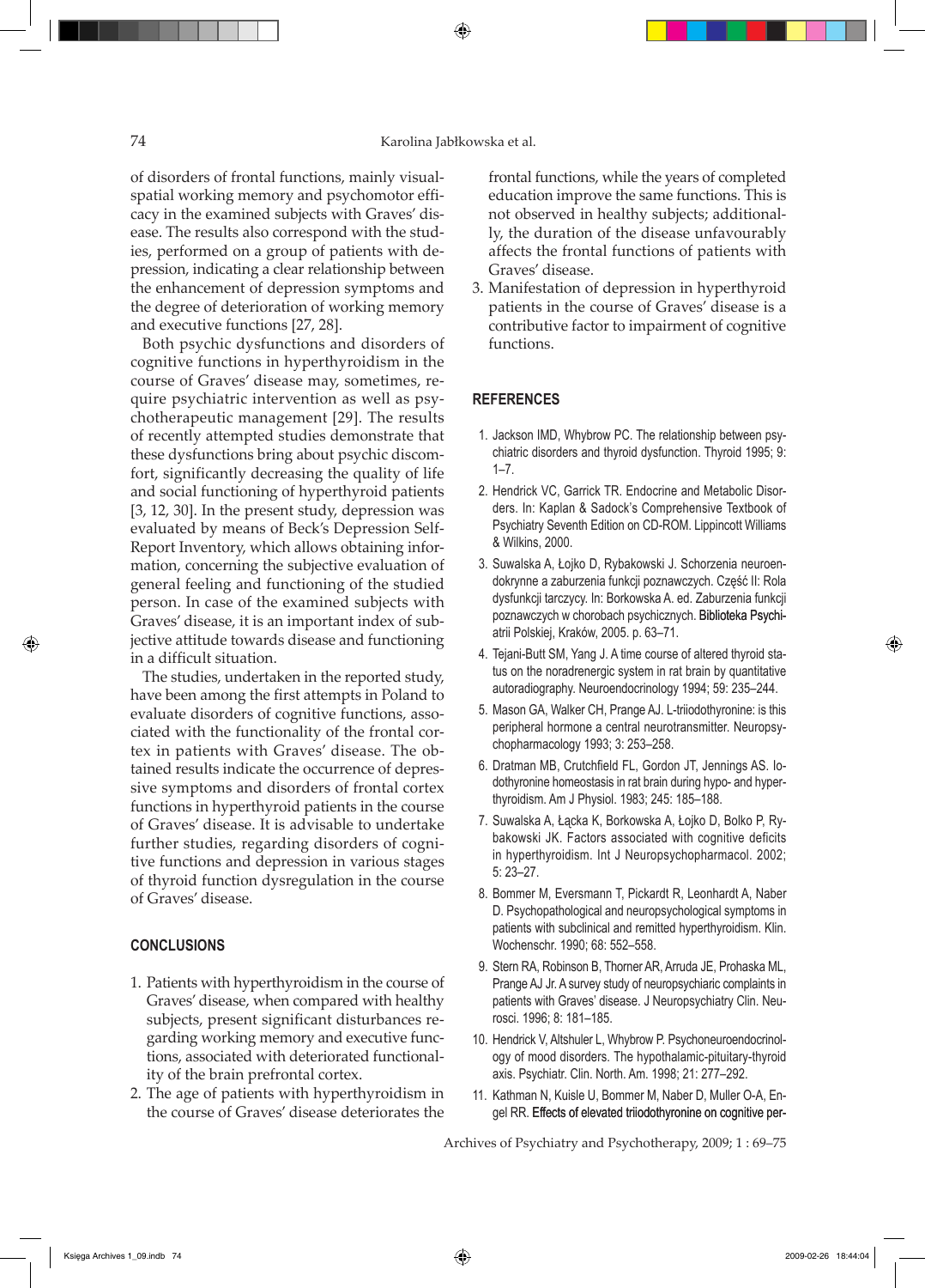of disorders of frontal functions, mainly visual-spatial working memory and psychomotor efficacy in the examined subjects with Graves' disease. The results also correspond with the studies, performed on a group of patients with depression, indicating a clear relationship between the enhancement of depression symptoms and the degree of deterioration of working memory and executive functions [27, 28].

Both psychic dysfunctions and disorders of cognitive functions in hyperthyroidism in the course of Graves' disease may, sometimes, require psychiatric intervention as well as psychotherapeutic management [29]. The results of recently attempted studies demonstrate that these dysfunctions bring about psychic discomfort, significantly decreasing the quality of life and social functioning of hyperthyroid patients [3, 12, 30]. In the present study, depression was evaluated by means of Beck's Depression Self-Report Inventory, which allows obtaining information, concerning the subjective evaluation of general feeling and functioning of the studied person. In case of the examined subjects with Graves' disease, it is an important index of subjective attitude towards disease and functioning in a difficult situation.

The studies, undertaken in the reported study, have been among the first attempts in Poland to evaluate disorders of cognitive functions, associated with the functionality of the frontal cortex in patients with Graves' disease. The obtained results indicate the occurrence of depressive symptoms and disorders of frontal cortex functions in hyperthyroid patients in the course of Graves' disease. It is advisable to undertake further studies, regarding disorders of cognitive functions and depression in various stages of thyroid function dysregulation in the course of Graves' disease.

## CONCLUSIONS

1. Patients with hyperthyroidism in the course of Graves' disease, when compared with healthy subjects, present significant disturbances regarding working memory and executive functions, associated with deteriorated functionality of the brain prefrontal cortex.
2. The age of patients with hyperthyroidism in the course of Graves' disease deteriorates the frontal functions, while the years of completed education improve the same functions. This is not observed in healthy subjects; additionally, the duration of the disease unfavourably affects the frontal functions of patients with Graves' disease.
3. Manifestation of depression in hyperthyroid patients in the course of Graves' disease is a contributive factor to impairment of cognitive functions.

## REFERENCES

1. Jackson IMD, Whybrow PC. The relationship between psychiatric disorders and thyroid dysfunction. Thyroid 1995; 9: 1–7.
2. Hendrick VC, Garrick TR. Endocrine and Metabolic Disorders. In: Kaplan & Sadock's Comprehensive Textbook of Psychiatry Seventh Edition on CD-ROM. Lippincott Williams & Wilkins, 2000.
3. Suwalska A, Łojko D, Rybakowski J. Schorzenia neuroendokrynne a zaburzenia funkcji poznawczych. Część II: Rola dysfunkcji tarczycy. In: Borkowska A. ed. Zaburzenia funkcji poznawczych w chorobach psychicznych. Biblioteka Psychiatrii Polskiej, Kraków, 2005. p. 63–71.
4. Tejani-Butt SM, Yang J. A time course of altered thyroid status on the noradrenergic system in rat brain by quantitative autoradiography. Neuroendocrinology 1994; 59: 235–244.
5. Mason GA, Walker CH, Prange AJ. L-triiodothyronine: is this peripheral hormone a central neurotransmitter. Neuropsychopharmacology 1993; 3: 253–258.
6. Dratman MB, Crutchfield FL, Gordon JT, Jennings AS. Iodothyronine homeostasis in rat brain during hypo- and hyperthyroidism. Am J Physiol. 1983; 245: 185–188.
7. Suwalska A, Łącka K, Borkowska A, Łojko D, Bolko P, Rybakowski JK. Factors associated with cognitive deficits in hyperthyroidism. Int J Neuropsychopharmacol. 2002; 5: 23–27.
8. Bommer M, Eversmann T, Pickardt R, Leonhardt A, Naber D. Psychopathological and neuropsychological symptoms in patients with subclinical and remitted hyperthyroidism. Klin. Wochenschr. 1990; 68: 552–558.
9. Stern RA, Robinson B, Thorner AR, Arruda JE, Prohaska ML, Prange AJ Jr. A survey study of neuropsychiatric complaints in patients with Graves' disease. J Neuropsychiatry Clin. Neurosci. 1996; 8: 181–185.
10. Hendrick V, Altshuler L, Whybrow P. Psychoneuroendocrinology of mood disorders. The hypothalamic-pituitary-thyroid axis. Psychiatr. Clin. North. Am. 1998; 21: 277–292.
11. Kathman N, Kuisle U, Bommer M, Naber D, Muller O-A, Engel RR. Effects of elevated triiodothyronine on cognitive per-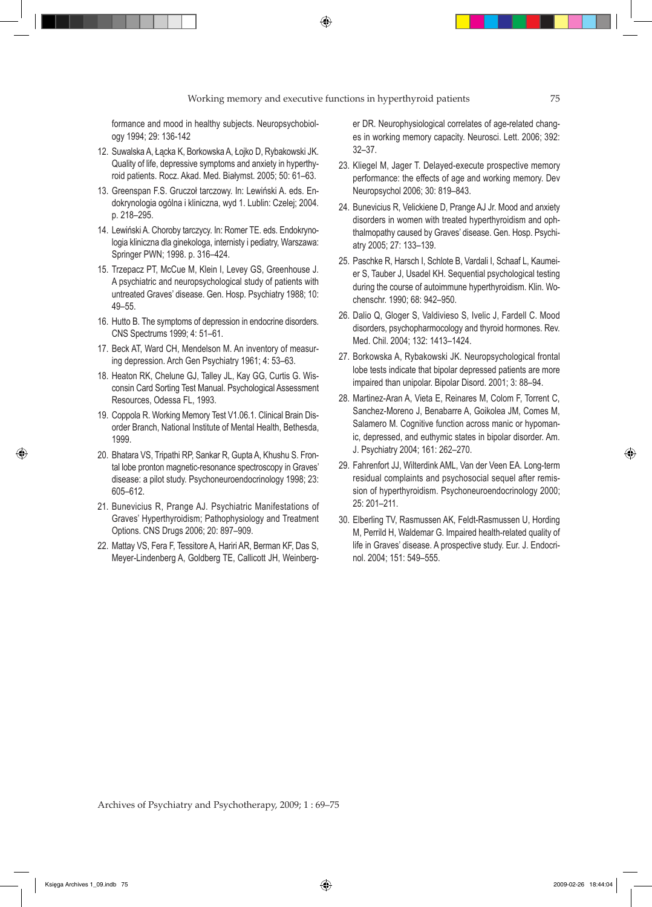formance and mood in healthy subjects. Neuropsychobiology 1994; 29: 136-142

12. Suwalska A, Łącka K, Borkowska A, Łojko D, Rybakowski JK. Quality of life, depressive symptoms and anxiety in hyperthyroid patients. Rocz. Akad. Med. Białymst. 2005; 50: 61–63.
13. Greenspan F.S. Gruczoł tarczowy. In: Lewiński A. eds. Endokrynologia ogólna i kliniczna, wyd 1. Lublin: Czelej; 2004. p. 218–295.
14. Lewiński A. Choroby tarczycy. In: Romer TE. eds. Endokrynologia kliniczna dla ginekologa, internisty i pediatry, Warszawa: Springer PWN; 1998. p. 316–424.
15. Trzepacz PT, McCue M, Klein I, Levey GS, Greenhouse J. A psychiatric and neuropsychological study of patients with untreated Graves' disease. Gen. Hosp. Psychiatry 1988; 10: 49–55.
16. Hutto B. The symptoms of depression in endocrine disorders. CNS Spectrums 1999; 4: 51–61.
17. Beck AT, Ward CH, Mendelson M. An inventory of measuring depression. Arch Gen Psychiatry 1961; 4: 53–63.
18. Heaton RK, Chelune GJ, Talley JL, Kay GG, Curtis G. Wisconsin Card Sorting Test Manual. Psychological Assessment Resources, Odessa FL, 1993.
19. Coppola R. Working Memory Test V1.06.1. Clinical Brain Disorder Branch, National Institute of Mental Health, Bethesda, 1999.
20. Bhatara VS, Tripathi RP, Sankar R, Gupta A, Khushu S. Frontal lobe pronton magnetic-resonance spectroscopy in Graves' disease: a pilot study. Psychoneuroendocrinology 1998; 23: 605–612.
21. Bunevicius R, Prange AJ. Psychiatric Manifestations of Graves' Hyperthyroidism; Pathophysiology and Treatment Options. CNS Drugs 2006; 20: 897–909.
22. Mattay VS, Fera F, Tessitore A, Hariri AR, Berman KF, Das S, Meyer-Lindenberg A, Goldberg TE, Callicott JH, Weinberger DR. Neurophysiological correlates of age-related changes in working memory capacity. Neurosci. Lett. 2006; 392: 32–37.
23. Kliegel M, Jager T. Delayed-execute prospective memory performance: the effects of age and working memory. Dev Neuropsychol 2006; 30: 819–843.
24. Bunevicius R, Velickiene D, Prange AJ Jr. Mood and anxiety disorders in women with treated hyperthyroidism and ophthalmopathy caused by Graves' disease. Gen. Hosp. Psychiatry 2005; 27: 133–139.
25. Paschke R, Harsch I, Schlote B, Vardali I, Schaaf L, Kaumeier S, Tauber J, Usadel KH. Sequential psychological testing during the course of autoimmune hyperthyroidism. Klin. Wochenschr. 1990; 68: 942–950.
26. Dalio Q, Gloger S, Valdivieso S, Ivelic J, Fardell C. Mood disorders, psychopharmacology and thyroid hormones. Rev. Med. Chil. 2004; 132: 1413–1424.
27. Borkowska A, Rybakowski JK. Neuropsychological frontal lobe tests indicate that bipolar depressed patients are more impaired than unipolar. Bipolar Disord. 2001; 3: 88–94.
28. Martinez-Aran A, Vieta E, Reinares M, Colom F, Torrent C, Sanchez-Moreno J, Benabarre A, Goikolea JM, Comes M, Salamero M. Cognitive function across manic or hypomanic, depressed, and euthymic states in bipolar disorder. Am. J. Psychiatry 2004; 161: 262–270.
29. Fahrenfort JJ, Wilterdink AML, Van der Veen EA. Long-term residual complaints and psychosocial sequel after remission of hyperthyroidism. Psychoneuroendocrinology 2000; 25: 201–211.
30. Elberling TV, Rasmussen AK, Feldt-Rasmussen U, Hording M, Perrild H, Waldemar G. Impaired health-related quality of life in Graves' disease. A prospective study. Eur. J. Endocrinol. 2004; 151: 549–555.